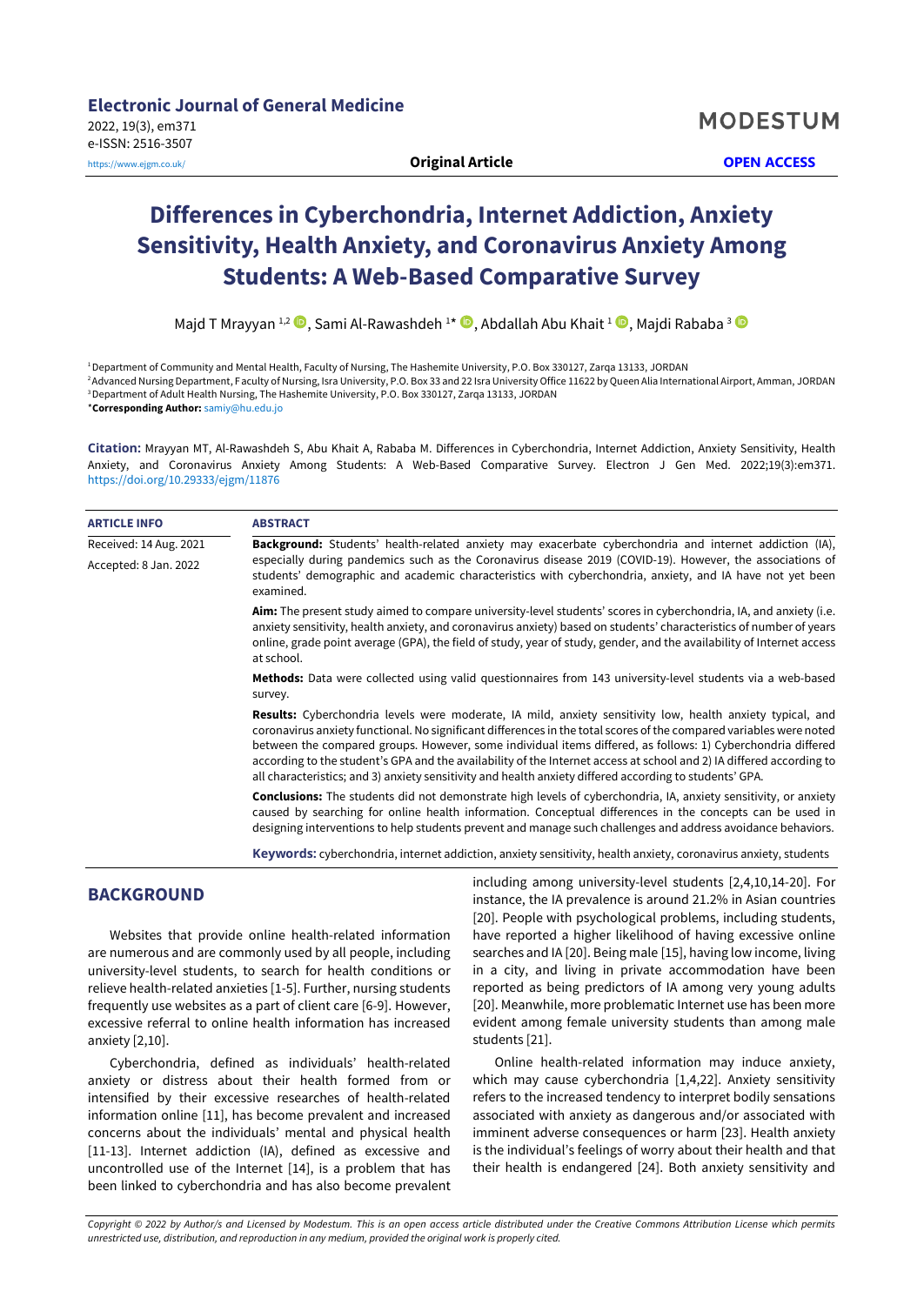**Electronic Journal of General Medicine**
2022, 19(3), em371
e-ISSN: 2516-3507
https://www.ejgm.co.uk/

MODESTUM

**Original Article** **OPEN ACCESS**

# Differences in Cyberchondria, Internet Addiction, Anxiety Sensitivity, Health Anxiety, and Coronavirus Anxiety Among Students: A Web-Based Comparative Survey

Majd T Mrayyan [1,2], Sami Al-Rawashdeh [1*], Abdallah Abu Khait [1], Majdi Rababa [3]

[1] Department of Community and Mental Health, Faculty of Nursing, The Hashemite University, P.O. Box 330127, Zarqa 13133, JORDAN
[2] Advanced Nursing Department, Faculty of Nursing, Isra University, P.O. Box 33 and 22 Isra University Office 11622 by Queen Alia International Airport, Amman, JORDAN
[3] Department of Adult Health Nursing, The Hashemite University, P.O. Box 330127, Zarqa 13133, JORDAN
*Corresponding Author: samiy@hu.edu.jo

**Citation:** Mrayyan MT, Al-Rawashdeh S, Abu Khait A, Rababa M. Differences in Cyberchondria, Internet Addiction, Anxiety Sensitivity, Health Anxiety, and Coronavirus Anxiety Among Students: A Web-Based Comparative Survey. Electron J Gen Med. 2022;19(3):em371. https://doi.org/10.29333/ejgm/11876

**ARTICLE INFO**

Received: 14 Aug. 2021
Accepted: 8 Jan. 2022

**ABSTRACT**

**Background:** Students' health-related anxiety may exacerbate cyberchondria and internet addiction (IA), especially during pandemics such as the Coronavirus disease 2019 (COVID-19). However, the associations of students' demographic and academic characteristics with cyberchondria, anxiety, and IA have not yet been examined.

**Aim:** The present study aimed to compare university-level students' scores in cyberchondria, IA, and anxiety (i.e. anxiety sensitivity, health anxiety, and coronavirus anxiety) based on students' characteristics of number of years online, grade point average (GPA), the field of study, year of study, gender, and the availability of Internet access at school.

**Methods:** Data were collected using valid questionnaires from 143 university-level students via a web-based survey.

**Results:** Cyberchondria levels were moderate, IA mild, anxiety sensitivity low, health anxiety typical, and coronavirus anxiety functional. No significant differences in the total scores of the compared variables were noted between the compared groups. However, some individual items differed, as follows: 1) Cyberchondria differed according to the student's GPA and the availability of the Internet access at school and 2) IA differed according to all characteristics; and 3) anxiety sensitivity and health anxiety differed according to students' GPA.

**Conclusions:** The students did not demonstrate high levels of cyberchondria, IA, anxiety sensitivity, or anxiety caused by searching for online health information. Conceptual differences in the concepts can be used in designing interventions to help students prevent and manage such challenges and address avoidance behaviors.

**Keywords:** cyberchondria, internet addiction, anxiety sensitivity, health anxiety, coronavirus anxiety, students

## BACKGROUND

Websites that provide online health-related information are numerous and are commonly used by all people, including university-level students, to search for health conditions or relieve health-related anxieties [1-5]. Further, nursing students frequently use websites as a part of client care [6-9]. However, excessive referral to online health information has increased anxiety [2,10].

Cyberchondria, defined as individuals' health-related anxiety or distress about their health formed from or intensified by their excessive researches of health-related information online [11], has become prevalent and increased concerns about the individuals' mental and physical health [11-13]. Internet addiction (IA), defined as excessive and uncontrolled use of the Internet [14], is a problem that has been linked to cyberchondria and has also become prevalent including among university-level students [2,4,10,14-20]. For instance, the IA prevalence is around 21.2% in Asian countries [20]. People with psychological problems, including students, have reported a higher likelihood of having excessive online searches and IA [20]. Being male [15], having low income, living in a city, and living in private accommodation have been reported as being predictors of IA among very young adults [20]. Meanwhile, more problematic Internet use has been more evident among female university students than among male students [21].

Online health-related information may induce anxiety, which may cause cyberchondria [1,4,22]. Anxiety sensitivity refers to the increased tendency to interpret bodily sensations associated with anxiety as dangerous and/or associated with imminent adverse consequences or harm [23]. Health anxiety is the individual's feelings of worry about their health and that their health is endangered [24]. Both anxiety sensitivity and

*Copyright © 2022 by Author/s and Licensed by Modestum. This is an open access article distributed under the Creative Commons Attribution License which permits unrestricted use, distribution, and reproduction in any medium, provided the original work is properly cited.*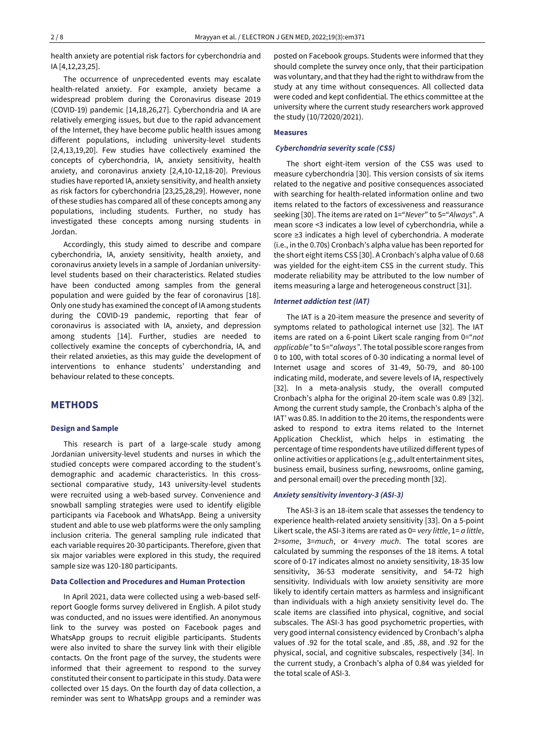health anxiety are potential risk factors for cyberchondria and IA [4,12,23,25].

The occurrence of unprecedented events may escalate health-related anxiety. For example, anxiety became a widespread problem during the Coronavirus disease 2019 (COVID-19) pandemic [14,18,26,27]. Cyberchondria and IA are relatively emerging issues, but due to the rapid advancement of the Internet, they have become public health issues among different populations, including university-level students [2,4,13,19,20]. Few studies have collectively examined the concepts of cyberchondria, IA, anxiety sensitivity, health anxiety, and coronavirus anxiety [2,4,10-12,18-20]. Previous studies have reported IA, anxiety sensitivity, and health anxiety as risk factors for cyberchondria [23,25,28,29]. However, none of these studies has compared all of these concepts among any populations, including students. Further, no study has investigated these concepts among nursing students in Jordan.

Accordingly, this study aimed to describe and compare cyberchondria, IA, anxiety sensitivity, health anxiety, and coronavirus anxiety levels in a sample of Jordanian university-level students based on their characteristics. Related studies have been conducted among samples from the general population and were guided by the fear of coronavirus [18]. Only one study has examined the concept of IA among students during the COVID-19 pandemic, reporting that fear of coronavirus is associated with IA, anxiety, and depression among students [14]. Further, studies are needed to collectively examine the concepts of cyberchondria, IA, and their related anxieties, as this may guide the development of interventions to enhance students' understanding and behaviour related to these concepts.

## METHODS

### Design and Sample

This research is part of a large-scale study among Jordanian university-level students and nurses in which the studied concepts were compared according to the student's demographic and academic characteristics. In this cross-sectional comparative study, 143 university-level students were recruited using a web-based survey. Convenience and snowball sampling strategies were used to identify eligible participants via Facebook and WhatsApp. Being a university student and able to use web platforms were the only sampling inclusion criteria. The general sampling rule indicated that each variable requires 20-30 participants. Therefore, given that six major variables were explored in this study, the required sample size was 120-180 participants.

### Data Collection and Procedures and Human Protection

In April 2021, data were collected using a web-based self-report Google forms survey delivered in English. A pilot study was conducted, and no issues were identified. An anonymous link to the survey was posted on Facebook pages and WhatsApp groups to recruit eligible participants. Students were also invited to share the survey link with their eligible contacts. On the front page of the survey, the students were informed that their agreement to respond to the survey constituted their consent to participate in this study. Data were collected over 15 days. On the fourth day of data collection, a reminder was sent to WhatsApp groups and a reminder was posted on Facebook groups. Students were informed that they should complete the survey once only, that their participation was voluntary, and that they had the right to withdraw from the study at any time without consequences. All collected data were coded and kept confidential. The ethics committee at the university where the current study researchers work approved the study (10/72020/2021).

### Measures

#### *Cyberchondria severity scale (CSS)*

The short eight-item version of the CSS was used to measure cyberchondria [30]. This version consists of six items related to the negative and positive consequences associated with searching for health-related information online and two items related to the factors of excessiveness and reassurance seeking [30]. The items are rated on 1="*Never*" to 5="*Always*". A mean score <3 indicates a low level of cyberchondria, while a score ≥3 indicates a high level of cyberchondria. A moderate (i.e., in the 0.70s) Cronbach's alpha value has been reported for the short eight items CSS [30]. A Cronbach's alpha value of 0.68 was yielded for the eight-item CSS in the current study. This moderate reliability may be attributed to the low number of items measuring a large and heterogeneous construct [31].

#### *Internet addiction test (IAT)*

The IAT is a 20-item measure the presence and severity of symptoms related to pathological internet use [32]. The IAT items are rated on a 6-point Likert scale ranging from 0="*not applicable"* to 5="*always"*. The total possible score ranges from 0 to 100, with total scores of 0-30 indicating a normal level of Internet usage and scores of 31-49, 50-79, and 80-100 indicating mild, moderate, and severe levels of IA, respectively [32]. In a meta-analysis study, the overall computed Cronbach's alpha for the original 20-item scale was 0.89 [32]. Among the current study sample, the Cronbach's alpha of the IAT' was 0.85. In addition to the 20 items, the respondents were asked to respond to extra items related to the Internet Application Checklist, which helps in estimating the percentage of time respondents have utilized different types of online activities or applications (e.g., adult entertainment sites, business email, business surfing, newsrooms, online gaming, and personal email) over the preceding month [32].

#### *Anxiety sensitivity inventory-3 (ASI-3)*

The ASI-3 is an 18-item scale that assesses the tendency to experience health-related anxiety sensitivity [33]. On a 5-point Likert scale, the ASI-3 items are rated as 0= *very little*, 1= *a little*, 2=*some*, 3=*much*, or 4=*very much*. The total scores are calculated by summing the responses of the 18 items. A total score of 0-17 indicates almost no anxiety sensitivity, 18-35 low sensitivity, 36-53 moderate sensitivity, and 54-72 high sensitivity. Individuals with low anxiety sensitivity are more likely to identify certain matters as harmless and insignificant than individuals with a high anxiety sensitivity level do. The scale items are classified into physical, cognitive, and social subscales. The ASI-3 has good psychometric properties, with very good internal consistency evidenced by Cronbach's alpha values of .92 for the total scale, and .85, .88, and .92 for the physical, social, and cognitive subscales, respectively [34]. In the current study, a Cronbach's alpha of 0.84 was yielded for the total scale of ASI-3.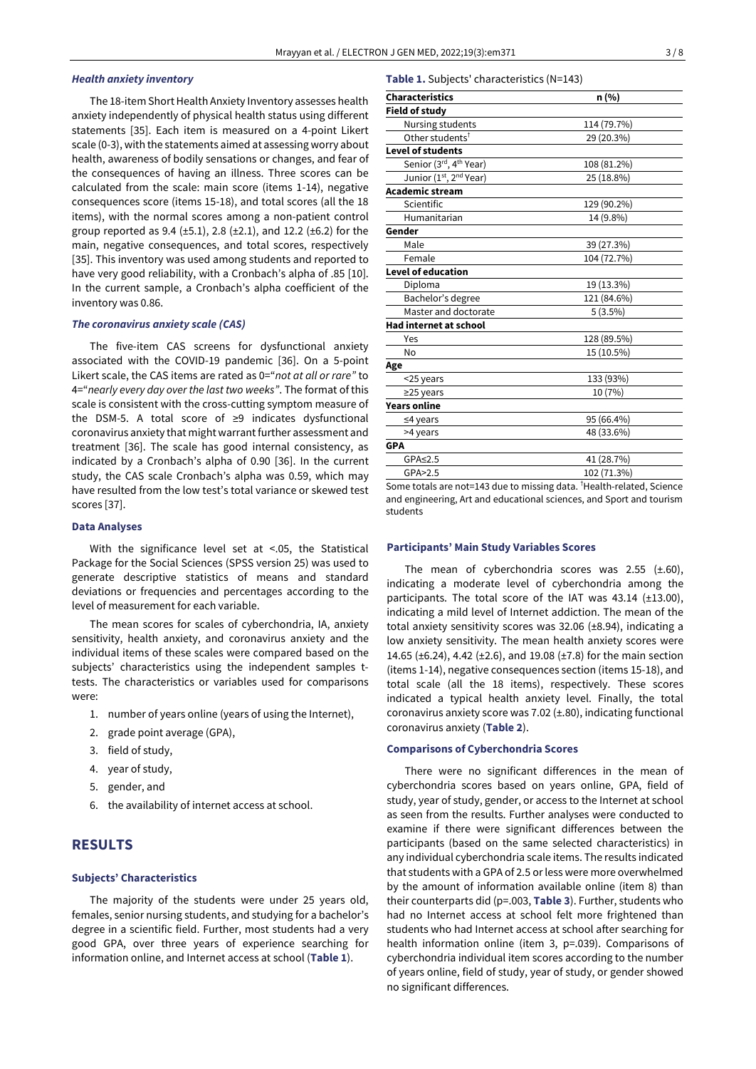### *Health anxiety inventory*

The 18-item Short Health Anxiety Inventory assesses health anxiety independently of physical health status using different statements [35]. Each item is measured on a 4-point Likert scale (0-3), with the statements aimed at assessing worry about health, awareness of bodily sensations or changes, and fear of the consequences of having an illness. Three scores can be calculated from the scale: main score (items 1-14), negative consequences score (items 15-18), and total scores (all the 18 items), with the normal scores among a non-patient control group reported as 9.4 (±5.1), 2.8 (±2.1), and 12.2 (±6.2) for the main, negative consequences, and total scores, respectively [35]. This inventory was used among students and reported to have very good reliability, with a Cronbach's alpha of .85 [10]. In the current sample, a Cronbach's alpha coefficient of the inventory was 0.86.

### *The coronavirus anxiety scale (CAS)*

The five-item CAS screens for dysfunctional anxiety associated with the COVID-19 pandemic [36]. On a 5-point Likert scale, the CAS items are rated as 0="*not at all or rare*" to 4="*nearly every day over the last two weeks*". The format of this scale is consistent with the cross-cutting symptom measure of the DSM-5. A total score of ≥9 indicates dysfunctional coronavirus anxiety that might warrant further assessment and treatment [36]. The scale has good internal consistency, as indicated by a Cronbach's alpha of 0.90 [36]. In the current study, the CAS scale Cronbach's alpha was 0.59, which may have resulted from the low test's total variance or skewed test scores [37].

### Data Analyses

With the significance level set at <.05, the Statistical Package for the Social Sciences (SPSS version 25) was used to generate descriptive statistics of means and standard deviations or frequencies and percentages according to the level of measurement for each variable.

The mean scores for scales of cyberchondria, IA, anxiety sensitivity, health anxiety, and coronavirus anxiety and the individual items of these scales were compared based on the subjects' characteristics using the independent samples t-tests. The characteristics or variables used for comparisons were:

1. number of years online (years of using the Internet),
2. grade point average (GPA),
3. field of study,
4. year of study,
5. gender, and
6. the availability of internet access at school.

## RESULTS

### Subjects' Characteristics

The majority of the students were under 25 years old, females, senior nursing students, and studying for a bachelor's degree in a scientific field. Further, most students had a very good GPA, over three years of experience searching for information online, and Internet access at school (**Table 1**).

**Table 1.** Subjects' characteristics (N=143)

| Characteristics | n (%) |
|---|---|
| **Field of study** | |
| Nursing students | 114 (79.7%) |
| Other students[†] | 29 (20.3%) |
| **Level of students** | |
| Senior (3rd, 4th Year) | 108 (81.2%) |
| Junior (1st, 2nd Year) | 25 (18.8%) |
| **Academic stream** | |
| Scientific | 129 (90.2%) |
| Humanitarian | 14 (9.8%) |
| **Gender** | |
| Male | 39 (27.3%) |
| Female | 104 (72.7%) |
| **Level of education** | |
| Diploma | 19 (13.3%) |
| Bachelor's degree | 121 (84.6%) |
| Master and doctorate | 5 (3.5%) |
| **Had internet at school** | |
| Yes | 128 (89.5%) |
| No | 15 (10.5%) |
| **Age** | |
| <25 years | 133 (93%) |
| ≥25 years | 10 (7%) |
| **Years online** | |
| ≤4 years | 95 (66.4%) |
| >4 years | 48 (33.6%) |
| **GPA** | |
| GPA≤2.5 | 41 (28.7%) |
| GPA>2.5 | 102 (71.3%) |

Some totals are not=143 due to missing data. [†]Health-related, Science and engineering, Art and educational sciences, and Sport and tourism students

### Participants' Main Study Variables Scores

The mean of cyberchondria scores was 2.55 (±.60), indicating a moderate level of cyberchondria among the participants. The total score of the IAT was 43.14 (±13.00), indicating a mild level of Internet addiction. The mean of the total anxiety sensitivity scores was 32.06 (±8.94), indicating a low anxiety sensitivity. The mean health anxiety scores were 14.65 (±6.24), 4.42 (±2.6), and 19.08 (±7.8) for the main section (items 1-14), negative consequences section (items 15-18), and total scale (all the 18 items), respectively. These scores indicated a typical health anxiety level. Finally, the total coronavirus anxiety score was 7.02 (±.80), indicating functional coronavirus anxiety (**Table 2**).

### Comparisons of Cyberchondria Scores

There were no significant differences in the mean of cyberchondria scores based on years online, GPA, field of study, year of study, gender, or access to the Internet at school as seen from the results. Further analyses were conducted to examine if there were significant differences between the participants (based on the same selected characteristics) in any individual cyberchondria scale items. The results indicated that students with a GPA of 2.5 or less were more overwhelmed by the amount of information available online (item 8) than their counterparts did (p=.003, **Table 3**). Further, students who had no Internet access at school felt more frightened than students who had Internet access at school after searching for health information online (item 3, p=.039). Comparisons of cyberchondria individual item scores according to the number of years online, field of study, year of study, or gender showed no significant differences.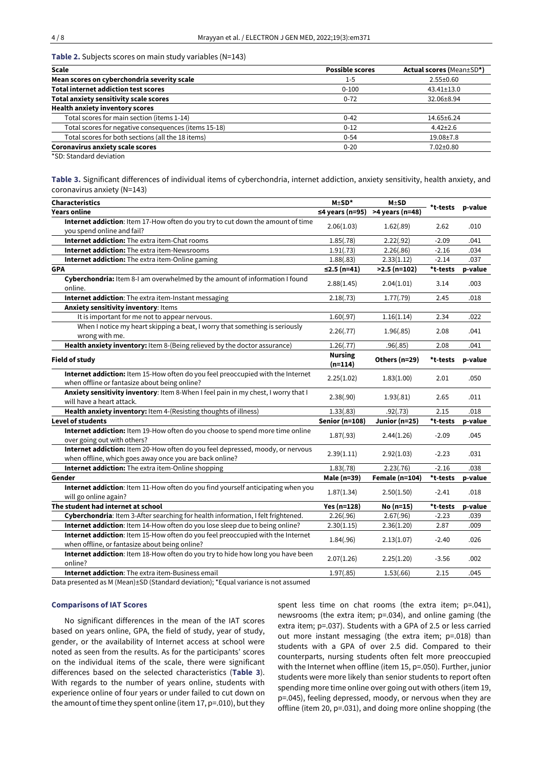**Table 2.** Subjects scores on main study variables (N=143)

| Scale | Possible scores | Actual scores (Mean±SD*) |
|---|---|---|
| **Mean scores on cyberchondria severity scale** | 1-5 | 2.55±0.60 |
| **Total internet addiction test scores** | 0-100 | 43.41±13.0 |
| **Total anxiety sensitivity scale scores** | 0-72 | 32.06±8.94 |
| **Health anxiety inventory scores** | | |
| Total scores for main section (items 1-14) | 0-42 | 14.65±6.24 |
| Total scores for negative consequences (items 15-18) | 0-12 | 4.42±2.6 |
| Total scores for both sections (all the 18 items) | 0-54 | 19.08±7.8 |
| **Coronavirus anxiety scale scores** | 0-20 | 7.02±0.80 |

*SD: Standard deviation

**Table 3.** Significant differences of individual items of cyberchondria, internet addiction, anxiety sensitivity, health anxiety, and coronavirus anxiety (N=143)

| Characteristics | M±SD* | M±SD | *t-tests | p-value |
|---|---|---|---|---|
| **Years online** | ≤4 years (n=95) | >4 years (n=48) | | |
| **Internet addiction**: Item 17-How often do you try to cut down the amount of time you spend online and fail? | 2.06(1.03) | 1.62(.89) | 2.62 | .010 |
| **Internet addiction:** The extra item-Chat rooms | 1.85(.78) | 2.22(.92) | -2.09 | .041 |
| **Internet addiction:** The extra item-Newsrooms | 1.91(.73) | 2.26(.86) | -2.16 | .034 |
| **Internet addiction:** The extra item-Online gaming | 1.88(.83) | 2.33(1.12) | -2.14 | .037 |
| **GPA** | ≤2.5 (n=41) | >2.5 (n=102) | *t-tests | p-value |
| **Cyberchondria:** Item 8-I am overwhelmed by the amount of information I found online. | 2.88(1.45) | 2.04(1.01) | 3.14 | .003 |
| **Internet addiction**: The extra item-Instant messaging | 2.18(.73) | 1.77(.79) | 2.45 | .018 |
| **Anxiety sensitivity inventory**: Items | | | | |
| It is important for me not to appear nervous. | 1.60(.97) | 1.16(1.14) | 2.34 | .022 |
| When I notice my heart skipping a beat, I worry that something is seriously wrong with me. | 2.26(.77) | 1.96(.85) | 2.08 | .041 |
| **Health anxiety inventory:** Item 8-(Being relieved by the doctor assurance) | 1.26(.77) | .96(.85) | 2.08 | .041 |
| **Field of study** | Nursing (n=114) | Others (n=29) | *t-tests | p-value |
| **Internet addiction**: Item 15-How often do you feel preoccupied with the Internet when offline or fantasize about being online? | 2.25(1.02) | 1.83(1.00) | 2.01 | .050 |
| **Anxiety sensitivity inventory**: Item 8-When I feel pain in my chest, I worry that I will have a heart attack. | 2.38(.90) | 1.93(.81) | 2.65 | .011 |
| **Health anxiety inventory:** Item 4-(Resisting thoughts of illness) | 1.33(.83) | .92(.73) | 2.15 | .018 |
| **Level of students** | Senior (n=108) | Junior (n=25) | *t-tests | p-value |
| **Internet addiction:** Item 19-How often do you choose to spend more time online over going out with others? | 1.87(.93) | 2.44(1.26) | -2.09 | .045 |
| **Internet addiction:** Item 20-How often do you feel depressed, moody, or nervous when offline, which goes away once you are back online? | 2.39(1.11) | 2.92(1.03) | -2.23 | .031 |
| **Internet addiction:** The extra item-Online shopping | 1.83(.78) | 2.23(.76) | -2.16 | .038 |
| **Gender** | Male (n=39) | Female (n=104) | *t-tests | p-value |
| **Internet addiction**: Item 11-How often do you find yourself anticipating when you will go online again? | 1.87(1.34) | 2.50(1.50) | -2.41 | .018 |
| **The student had internet at school** | Yes (n=128) | No (n=15) | *t-tests | p-value |
| **Cyberchondria**: Item 3-After searching for health information, I felt frightened. | 2.26(.96) | 2.67(.96) | -2.23 | .039 |
| **Internet addiction**: Item 14-How often do you lose sleep due to being online? | 2.30(1.15) | 2.36(1.20) | 2.87 | .009 |
| **Internet addiction**: Item 15-How often do you feel preoccupied with the Internet when offline, or fantasize about being online? | 1.84(.96) | 2.13(1.07) | -2.40 | .026 |
| **Internet addiction**: Item 18-How often do you try to hide how long you have been online? | 2.07(1.26) | 2.25(1.20) | -3.56 | .002 |
| **Internet addiction**: The extra item-Business email | 1.97(.85) | 1.53(.66) | 2.15 | .045 |

Data presented as M (Mean)±SD (Standard deviation); *Equal variance is not assumed

### Comparisons of IAT Scores

No significant differences in the mean of the IAT scores based on years online, GPA, the field of study, year of study, gender, or the availability of Internet access at school were noted as seen from the results. As for the participants' scores on the individual items of the scale, there were significant differences based on the selected characteristics (**Table 3**). With regards to the number of years online, students with experience online of four years or under failed to cut down on the amount of time they spent online (item 17, p=.010), but they spent less time on chat rooms (the extra item; p=.041), newsrooms (the extra item; p=.034), and online gaming (the extra item; p=.037). Students with a GPA of 2.5 or less carried out more instant messaging (the extra item; p=.018) than students with a GPA of over 2.5 did. Compared to their counterparts, nursing students often felt more preoccupied with the Internet when offline (item 15, p=.050). Further, junior students were more likely than senior students to report often spending more time online over going out with others (item 19, p=.045), feeling depressed, moody, or nervous when they are offline (item 20, p=.031), and doing more online shopping (the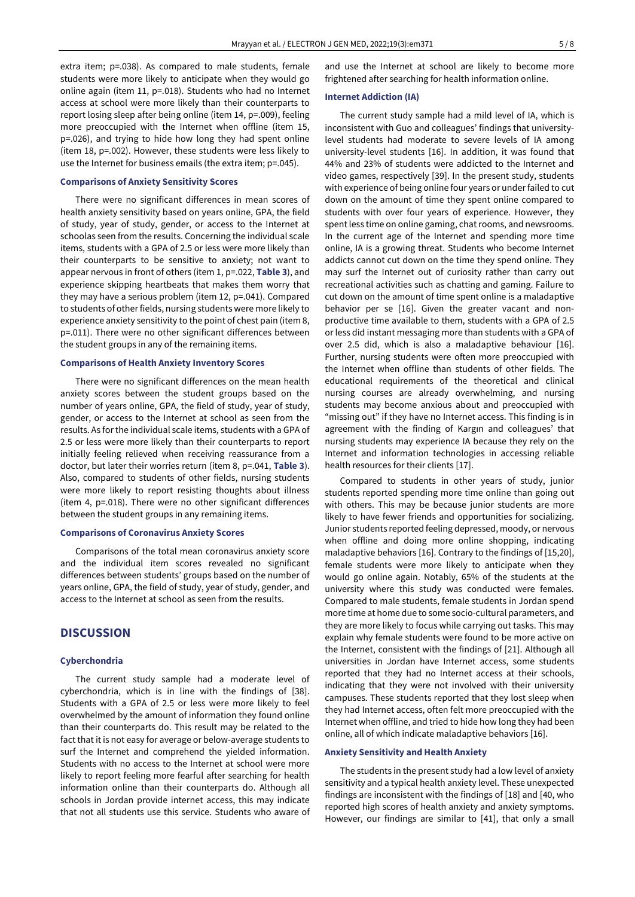extra item; p=.038). As compared to male students, female students were more likely to anticipate when they would go online again (item 11, p=.018). Students who had no Internet access at school were more likely than their counterparts to report losing sleep after being online (item 14, p=.009), feeling more preoccupied with the Internet when offline (item 15, p=.026), and trying to hide how long they had spent online (item 18, p=.002). However, these students were less likely to use the Internet for business emails (the extra item; p=.045).

### Comparisons of Anxiety Sensitivity Scores

There were no significant differences in mean scores of health anxiety sensitivity based on years online, GPA, the field of study, year of study, gender, or access to the Internet at schoolas seen from the results. Concerning the individual scale items, students with a GPA of 2.5 or less were more likely than their counterparts to be sensitive to anxiety; not want to appear nervous in front of others (item 1, p=.022, **Table 3**), and experience skipping heartbeats that makes them worry that they may have a serious problem (item 12, p=.041). Compared to students of other fields, nursing students were more likely to experience anxiety sensitivity to the point of chest pain (item 8, p=.011). There were no other significant differences between the student groups in any of the remaining items.

### Comparisons of Health Anxiety Inventory Scores

There were no significant differences on the mean health anxiety scores between the student groups based on the number of years online, GPA, the field of study, year of study, gender, or access to the Internet at school as seen from the results. As for the individual scale items, students with a GPA of 2.5 or less were more likely than their counterparts to report initially feeling relieved when receiving reassurance from a doctor, but later their worries return (item 8, p=.041, **Table 3**). Also, compared to students of other fields, nursing students were more likely to report resisting thoughts about illness (item 4, p=.018). There were no other significant differences between the student groups in any remaining items.

### Comparisons of Coronavirus Anxiety Scores

Comparisons of the total mean coronavirus anxiety score and the individual item scores revealed no significant differences between students' groups based on the number of years online, GPA, the field of study, year of study, gender, and access to the Internet at school as seen from the results.

## DISCUSSION

### Cyberchondria

The current study sample had a moderate level of cyberchondria, which is in line with the findings of [38]. Students with a GPA of 2.5 or less were more likely to feel overwhelmed by the amount of information they found online than their counterparts do. This result may be related to the fact that it is not easy for average or below-average students to surf the Internet and comprehend the yielded information. Students with no access to the Internet at school were more likely to report feeling more fearful after searching for health information online than their counterparts do. Although all schools in Jordan provide internet access, this may indicate that not all students use this service. Students who aware of and use the Internet at school are likely to become more frightened after searching for health information online.

### Internet Addiction (IA)

The current study sample had a mild level of IA, which is inconsistent with Guo and colleagues' findings that university-level students had moderate to severe levels of IA among university-level students [16]. In addition, it was found that 44% and 23% of students were addicted to the Internet and video games, respectively [39]. In the present study, students with experience of being online four years or under failed to cut down on the amount of time they spent online compared to students with over four years of experience. However, they spent less time on online gaming, chat rooms, and newsrooms. In the current age of the Internet and spending more time online, IA is a growing threat. Students who become Internet addicts cannot cut down on the time they spend online. They may surf the Internet out of curiosity rather than carry out recreational activities such as chatting and gaming. Failure to cut down on the amount of time spent online is a maladaptive behavior per se [16]. Given the greater vacant and non-productive time available to them, students with a GPA of 2.5 or less did instant messaging more than students with a GPA of over 2.5 did, which is also a maladaptive behaviour [16]. Further, nursing students were often more preoccupied with the Internet when offline than students of other fields. The educational requirements of the theoretical and clinical nursing courses are already overwhelming, and nursing students may become anxious about and preoccupied with "missing out" if they have no Internet access. This finding is in agreement with the finding of Kargın and colleagues' that nursing students may experience IA because they rely on the Internet and information technologies in accessing reliable health resources for their clients [17].

Compared to students in other years of study, junior students reported spending more time online than going out with others. This may be because junior students are more likely to have fewer friends and opportunities for socializing. Junior students reported feeling depressed, moody, or nervous when offline and doing more online shopping, indicating maladaptive behaviors [16]. Contrary to the findings of [15,20], female students were more likely to anticipate when they would go online again. Notably, 65% of the students at the university where this study was conducted were females. Compared to male students, female students in Jordan spend more time at home due to some socio-cultural parameters, and they are more likely to focus while carrying out tasks. This may explain why female students were found to be more active on the Internet, consistent with the findings of [21]. Although all universities in Jordan have Internet access, some students reported that they had no Internet access at their schools, indicating that they were not involved with their university campuses. These students reported that they lost sleep when they had Internet access, often felt more preoccupied with the Internet when offline, and tried to hide how long they had been online, all of which indicate maladaptive behaviors [16].

### Anxiety Sensitivity and Health Anxiety

The students in the present study had a low level of anxiety sensitivity and a typical health anxiety level. These unexpected findings are inconsistent with the findings of [18] and [40, who reported high scores of health anxiety and anxiety symptoms. However, our findings are similar to [41], that only a small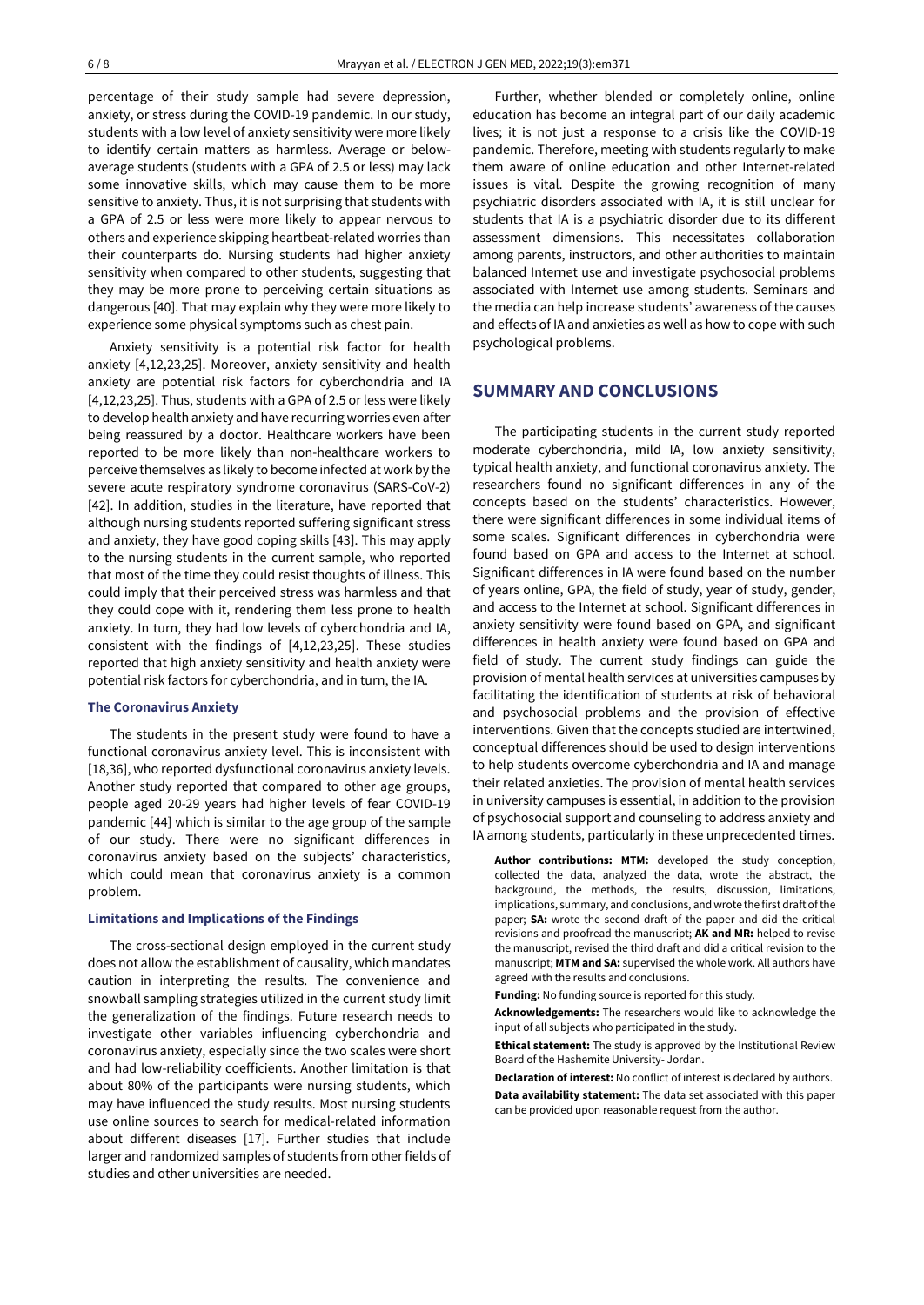percentage of their study sample had severe depression, anxiety, or stress during the COVID-19 pandemic. In our study, students with a low level of anxiety sensitivity were more likely to identify certain matters as harmless. Average or below-average students (students with a GPA of 2.5 or less) may lack some innovative skills, which may cause them to be more sensitive to anxiety. Thus, it is not surprising that students with a GPA of 2.5 or less were more likely to appear nervous to others and experience skipping heartbeat-related worries than their counterparts do. Nursing students had higher anxiety sensitivity when compared to other students, suggesting that they may be more prone to perceiving certain situations as dangerous [40]. That may explain why they were more likely to experience some physical symptoms such as chest pain.

Anxiety sensitivity is a potential risk factor for health anxiety [4,12,23,25]. Moreover, anxiety sensitivity and health anxiety are potential risk factors for cyberchondria and IA [4,12,23,25]. Thus, students with a GPA of 2.5 or less were likely to develop health anxiety and have recurring worries even after being reassured by a doctor. Healthcare workers have been reported to be more likely than non-healthcare workers to perceive themselves as likely to become infected at work by the severe acute respiratory syndrome coronavirus (SARS-CoV-2) [42]. In addition, studies in the literature, have reported that although nursing students reported suffering significant stress and anxiety, they have good coping skills [43]. This may apply to the nursing students in the current sample, who reported that most of the time they could resist thoughts of illness. This could imply that their perceived stress was harmless and that they could cope with it, rendering them less prone to health anxiety. In turn, they had low levels of cyberchondria and IA, consistent with the findings of [4,12,23,25]. These studies reported that high anxiety sensitivity and health anxiety were potential risk factors for cyberchondria, and in turn, the IA.

### The Coronavirus Anxiety

The students in the present study were found to have a functional coronavirus anxiety level. This is inconsistent with [18,36], who reported dysfunctional coronavirus anxiety levels. Another study reported that compared to other age groups, people aged 20-29 years had higher levels of fear COVID-19 pandemic [44] which is similar to the age group of the sample of our study. There were no significant differences in coronavirus anxiety based on the subjects' characteristics, which could mean that coronavirus anxiety is a common problem.

### Limitations and Implications of the Findings

The cross-sectional design employed in the current study does not allow the establishment of causality, which mandates caution in interpreting the results. The convenience and snowball sampling strategies utilized in the current study limit the generalization of the findings. Future research needs to investigate other variables influencing cyberchondria and coronavirus anxiety, especially since the two scales were short and had low-reliability coefficients. Another limitation is that about 80% of the participants were nursing students, which may have influenced the study results. Most nursing students use online sources to search for medical-related information about different diseases [17]. Further studies that include larger and randomized samples of students from other fields of studies and other universities are needed.

Further, whether blended or completely online, online education has become an integral part of our daily academic lives; it is not just a response to a crisis like the COVID-19 pandemic. Therefore, meeting with students regularly to make them aware of online education and other Internet-related issues is vital. Despite the growing recognition of many psychiatric disorders associated with IA, it is still unclear for students that IA is a psychiatric disorder due to its different assessment dimensions. This necessitates collaboration among parents, instructors, and other authorities to maintain balanced Internet use and investigate psychosocial problems associated with Internet use among students. Seminars and the media can help increase students' awareness of the causes and effects of IA and anxieties as well as how to cope with such psychological problems.

## SUMMARY AND CONCLUSIONS

The participating students in the current study reported moderate cyberchondria, mild IA, low anxiety sensitivity, typical health anxiety, and functional coronavirus anxiety. The researchers found no significant differences in any of the concepts based on the students' characteristics. However, there were significant differences in some individual items of some scales. Significant differences in cyberchondria were found based on GPA and access to the Internet at school. Significant differences in IA were found based on the number of years online, GPA, the field of study, year of study, gender, and access to the Internet at school. Significant differences in anxiety sensitivity were found based on GPA, and significant differences in health anxiety were found based on GPA and field of study. The current study findings can guide the provision of mental health services at universities campuses by facilitating the identification of students at risk of behavioral and psychosocial problems and the provision of effective interventions. Given that the concepts studied are intertwined, conceptual differences should be used to design interventions to help students overcome cyberchondria and IA and manage their related anxieties. The provision of mental health services in university campuses is essential, in addition to the provision of psychosocial support and counseling to address anxiety and IA among students, particularly in these unprecedented times.

**Author contributions: MTM:** developed the study conception, collected the data, analyzed the data, wrote the abstract, the background, the methods, the results, discussion, limitations, implications, summary, and conclusions, and wrote the first draft of the paper; **SA:** wrote the second draft of the paper and did the critical revisions and proofread the manuscript; **AK and MR:** helped to revise the manuscript, revised the third draft and did a critical revision to the manuscript; **MTM and SA:** supervised the whole work. All authors have agreed with the results and conclusions.

**Funding:** No funding source is reported for this study.

**Acknowledgements:** The researchers would like to acknowledge the input of all subjects who participated in the study.

**Ethical statement:** The study is approved by the Institutional Review Board of the Hashemite University- Jordan.

**Declaration of interest:** No conflict of interest is declared by authors.

**Data availability statement:** The data set associated with this paper can be provided upon reasonable request from the author.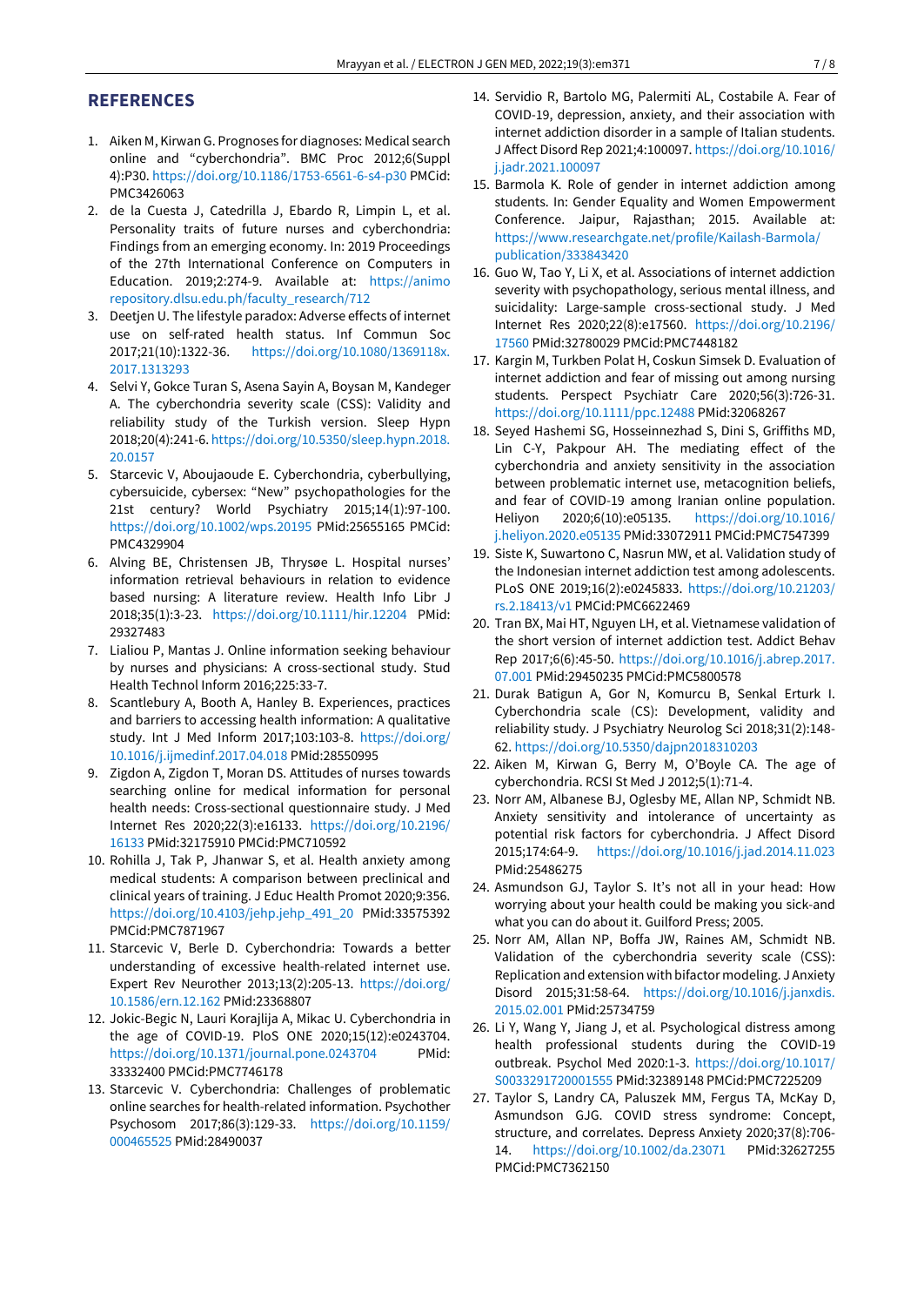## REFERENCES

1. Aiken M, Kirwan G. Prognoses for diagnoses: Medical search online and "cyberchondria". BMC Proc 2012;6(Suppl 4):P30. https://doi.org/10.1186/1753-6561-6-s4-p30 PMCid: PMC3426063
2. de la Cuesta J, Catedrilla J, Ebardo R, Limpin L, et al. Personality traits of future nurses and cyberchondria: Findings from an emerging economy. In: 2019 Proceedings of the 27th International Conference on Computers in Education. 2019;2:274-9. Available at: https://animorepository.dlsu.edu.ph/faculty_research/712
3. Deetjen U. The lifestyle paradox: Adverse effects of internet use on self-rated health status. Inf Commun Soc 2017;21(10):1322-36. https://doi.org/10.1080/1369118x.2017.1313293
4. Selvi Y, Gokce Turan S, Asena Sayin A, Boysan M, Kandeger A. The cyberchondria severity scale (CSS): Validity and reliability study of the Turkish version. Sleep Hypn 2018;20(4):241-6. https://doi.org/10.5350/sleep.hypn.2018.20.0157
5. Starcevic V, Aboujaoude E. Cyberchondria, cyberbullying, cybersuicide, cybersex: "New" psychopathologies for the 21st century? World Psychiatry 2015;14(1):97-100. https://doi.org/10.1002/wps.20195 PMid:25655165 PMCid: PMC4329904
6. Alving BE, Christensen JB, Thrysøe L. Hospital nurses' information retrieval behaviours in relation to evidence based nursing: A literature review. Health Info Libr J 2018;35(1):3-23. https://doi.org/10.1111/hir.12204 PMid: 29327483
7. Lialiou P, Mantas J. Online information seeking behaviour by nurses and physicians: A cross-sectional study. Stud Health Technol Inform 2016;225:33-7.
8. Scantlebury A, Booth A, Hanley B. Experiences, practices and barriers to accessing health information: A qualitative study. Int J Med Inform 2017;103:103-8. https://doi.org/10.1016/j.ijmedinf.2017.04.018 PMid:28550995
9. Zigdon A, Zigdon T, Moran DS. Attitudes of nurses towards searching online for medical information for personal health needs: Cross-sectional questionnaire study. J Med Internet Res 2020;22(3):e16133. https://doi.org/10.2196/16133 PMid:32175910 PMCid:PMC710592
10. Rohilla J, Tak P, Jhanwar S, et al. Health anxiety among medical students: A comparison between preclinical and clinical years of training. J Educ Health Promot 2020;9:356. https://doi.org/10.4103/jehp.jehp_491_20 PMid:33575392 PMCid:PMC7871967
11. Starcevic V, Berle D. Cyberchondria: Towards a better understanding of excessive health-related internet use. Expert Rev Neurother 2013;13(2):205-13. https://doi.org/10.1586/ern.12.162 PMid:23368807
12. Jokic-Begic N, Lauri Korajlija A, Mikac U. Cyberchondria in the age of COVID-19. PloS ONE 2020;15(12):e0243704. https://doi.org/10.1371/journal.pone.0243704 PMid: 33332400 PMCid:PMC7746178
13. Starcevic V. Cyberchondria: Challenges of problematic online searches for health-related information. Psychother Psychosom 2017;86(3):129-33. https://doi.org/10.1159/000465525 PMid:28490037
14. Servidio R, Bartolo MG, Palermiti AL, Costabile A. Fear of COVID-19, depression, anxiety, and their association with internet addiction disorder in a sample of Italian students. J Affect Disord Rep 2021;4:100097. https://doi.org/10.1016/j.jadr.2021.100097
15. Barmola K. Role of gender in internet addiction among students. In: Gender Equality and Women Empowerment Conference. Jaipur, Rajasthan; 2015. Available at: https://www.researchgate.net/profile/Kailash-Barmola/publication/333843420
16. Guo W, Tao Y, Li X, et al. Associations of internet addiction severity with psychopathology, serious mental illness, and suicidality: Large-sample cross-sectional study. J Med Internet Res 2020;22(8):e17560. https://doi.org/10.2196/17560 PMid:32780029 PMCid:PMC7448182
17. Kargin M, Turkben Polat H, Coskun Simsek D. Evaluation of internet addiction and fear of missing out among nursing students. Perspect Psychiatr Care 2020;56(3):726-31. https://doi.org/10.1111/ppc.12488 PMid:32068267
18. Seyed Hashemi SG, Hosseinnezhad S, Dini S, Griffiths MD, Lin C-Y, Pakpour AH. The mediating effect of the cyberchondria and anxiety sensitivity in the association between problematic internet use, metacognition beliefs, and fear of COVID-19 among Iranian online population. Heliyon 2020;6(10):e05135. https://doi.org/10.1016/j.heliyon.2020.e05135 PMid:33072911 PMCid:PMC7547399
19. Siste K, Suwartono C, Nasrun MW, et al. Validation study of the Indonesian internet addiction test among adolescents. PLoS ONE 2019;16(2):e0245833. https://doi.org/10.21203/rs.2.18413/v1 PMCid:PMC6622469
20. Tran BX, Mai HT, Nguyen LH, et al. Vietnamese validation of the short version of internet addiction test. Addict Behav Rep 2017;6(6):45-50. https://doi.org/10.1016/j.abrep.2017.07.001 PMid:29450235 PMCid:PMC5800578
21. Durak Batigun A, Gor N, Komurcu B, Senkal Erturk I. Cyberchondria scale (CS): Development, validity and reliability study. J Psychiatry Neurolog Sci 2018;31(2):148-62. https://doi.org/10.5350/dajpn2018310203
22. Aiken M, Kirwan G, Berry M, O'Boyle CA. The age of cyberchondria. RCSI St Med J 2012;5(1):71-4.
23. Norr AM, Albanese BJ, Oglesby ME, Allan NP, Schmidt NB. Anxiety sensitivity and intolerance of uncertainty as potential risk factors for cyberchondria. J Affect Disord 2015;174:64-9. https://doi.org/10.1016/j.jad.2014.11.023 PMid:25486275
24. Asmundson GJ, Taylor S. It's not all in your head: How worrying about your health could be making you sick-and what you can do about it. Guilford Press; 2005.
25. Norr AM, Allan NP, Boffa JW, Raines AM, Schmidt NB. Validation of the cyberchondria severity scale (CSS): Replication and extension with bifactor modeling. J Anxiety Disord 2015;31:58-64. https://doi.org/10.1016/j.janxdis.2015.02.001 PMid:25734759
26. Li Y, Wang Y, Jiang J, et al. Psychological distress among health professional students during the COVID-19 outbreak. Psychol Med 2020:1-3. https://doi.org/10.1017/S0033291720001555 PMid:32389148 PMCid:PMC7225209
27. Taylor S, Landry CA, Paluszek MM, Fergus TA, McKay D, Asmundson GJG. COVID stress syndrome: Concept, structure, and correlates. Depress Anxiety 2020;37(8):706-14. https://doi.org/10.1002/da.23071 PMid:32627255 PMCid:PMC7362150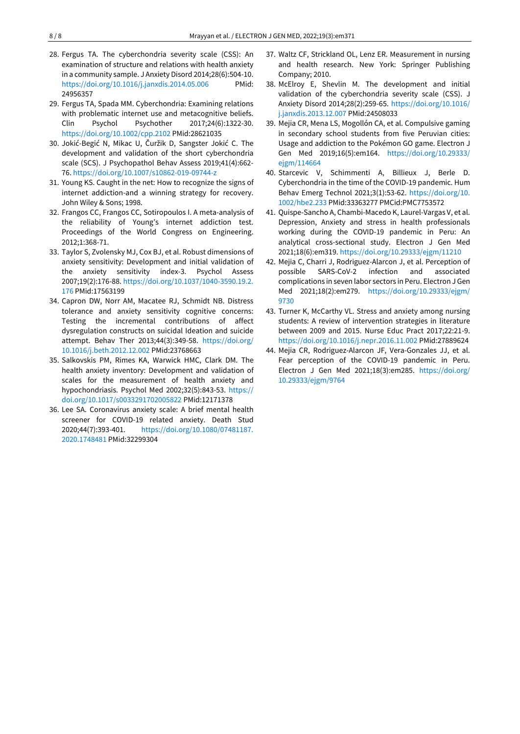28. Fergus TA. The cyberchondria severity scale (CSS): An examination of structure and relations with health anxiety in a community sample. J Anxiety Disord 2014;28(6):504-10. https://doi.org/10.1016/j.janxdis.2014.05.006 PMid: 24956357
29. Fergus TA, Spada MM. Cyberchondria: Examining relations with problematic internet use and metacognitive beliefs. Clin Psychol Psychother 2017;24(6):1322-30. https://doi.org/10.1002/cpp.2102 PMid:28621035
30. Jokić-Begić N, Mikac U, Čuržik D, Sangster Jokić C. The development and validation of the short cyberchondria scale (SCS). J Psychopathol Behav Assess 2019;41(4):662-76. https://doi.org/10.1007/s10862-019-09744-z
31. Young KS. Caught in the net: How to recognize the signs of internet addiction-and a winning strategy for recovery. John Wiley & Sons; 1998.
32. Frangos CC, Frangos CC, Sotiropoulos I. A meta-analysis of the reliability of Young's internet addiction test. Proceedings of the World Congress on Engineering. 2012;1:368-71.
33. Taylor S, Zvolensky MJ, Cox BJ, et al. Robust dimensions of anxiety sensitivity: Development and initial validation of the anxiety sensitivity index-3. Psychol Assess 2007;19(2):176-88. https://doi.org/10.1037/1040-3590.19.2.176 PMid:17563199
34. Capron DW, Norr AM, Macatee RJ, Schmidt NB. Distress tolerance and anxiety sensitivity cognitive concerns: Testing the incremental contributions of affect dysregulation constructs on suicidal Ideation and suicide attempt. Behav Ther 2013;44(3):349-58. https://doi.org/10.1016/j.beth.2012.12.002 PMid:23768663
35. Salkovskis PM, Rimes KA, Warwick HMC, Clark DM. The health anxiety inventory: Development and validation of scales for the measurement of health anxiety and hypochondriasis. Psychol Med 2002;32(5):843-53. https://doi.org/10.1017/s0033291702005822 PMid:12171378
36. Lee SA. Coronavirus anxiety scale: A brief mental health screener for COVID-19 related anxiety. Death Stud 2020;44(7):393-401. https://doi.org/10.1080/07481187.2020.1748481 PMid:32299304
37. Waltz CF, Strickland OL, Lenz ER. Measurement in nursing and health research. New York: Springer Publishing Company; 2010.
38. McElroy E, Shevlin M. The development and initial validation of the cyberchondria severity scale (CSS). J Anxiety Disord 2014;28(2):259-65. https://doi.org/10.1016/j.janxdis.2013.12.007 PMid:24508033
39. Mejia CR, Mena LS, Mogollón CA, et al. Compulsive gaming in secondary school students from five Peruvian cities: Usage and addiction to the Pokémon GO game. Electron J Gen Med 2019;16(5):em164. https://doi.org/10.29333/ejgm/114664
40. Starcevic V, Schimmenti A, Billieux J, Berle D. Cyberchondria in the time of the COVID-19 pandemic. Hum Behav Emerg Technol 2021;3(1):53-62. https://doi.org/10.1002/hbe2.233 PMid:33363277 PMCid:PMC7753572
41. Quispe-Sancho A, Chambi-Macedo K, Laurel-Vargas V, et al. Depression, Anxiety and stress in health professionals working during the COVID-19 pandemic in Peru: An analytical cross-sectional study. Electron J Gen Med 2021;18(6):em319. https://doi.org/10.29333/ejgm/11210
42. Mejia C, Charri J, Rodriguez-Alarcon J, et al. Perception of possible SARS-CoV-2 infection and associated complications in seven labor sectors in Peru. Electron J Gen Med 2021;18(2):em279. https://doi.org/10.29333/ejgm/9730
43. Turner K, McCarthy VL. Stress and anxiety among nursing students: A review of intervention strategies in literature between 2009 and 2015. Nurse Educ Pract 2017;22:21-9. https://doi.org/10.1016/j.nepr.2016.11.002 PMid:27889624
44. Mejia CR, Rodriguez-Alarcon JF, Vera-Gonzales JJ, et al. Fear perception of the COVID-19 pandemic in Peru. Electron J Gen Med 2021;18(3):em285. https://doi.org/10.29333/ejgm/9764